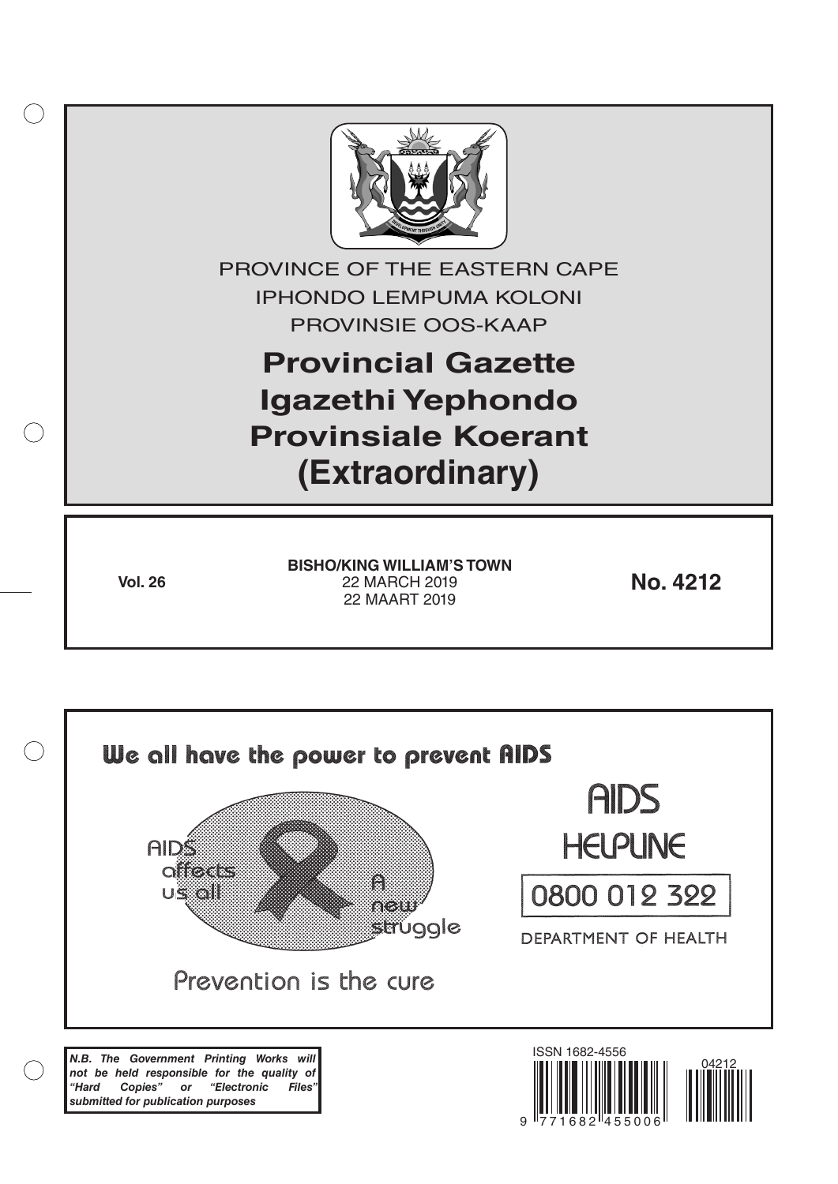PROVINCE OF THE EASTERN CAPE
IPHONDO LEMPUMA KOLONI
PROVINSIE OOS-KAAP

# Provincial Gazette
# Igazethi Yephondo
# Provinsiale Koerant
# (Extraordinary)

**Vol. 26**

**BISHO/KING WILLIAM'S TOWN**
22 MARCH 2019
22 MAART 2019

**No. 4212**

We all have the power to prevent AIDS

AIDS affects us all

A new struggle

Prevention is the cure

AIDS HELPLINE

0800 012 322

DEPARTMENT OF HEALTH

***N.B. The Government Printing Works will not be held responsible for the quality of "Hard Copies" or "Electronic Files" submitted for publication purposes***

ISSN 1682-4556

9 771682 455006

04212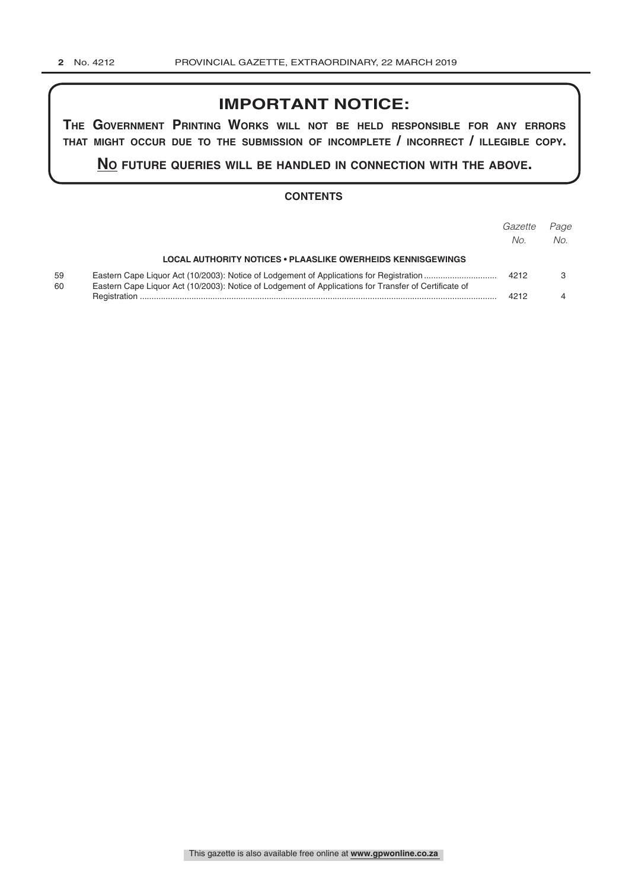## IMPORTANT NOTICE:

**THE GOVERNMENT PRINTING WORKS WILL NOT BE HELD RESPONSIBLE FOR ANY ERRORS THAT MIGHT OCCUR DUE TO THE SUBMISSION OF INCOMPLETE / INCORRECT / ILLEGIBLE COPY.**

**NO FUTURE QUERIES WILL BE HANDLED IN CONNECTION WITH THE ABOVE.**

### CONTENTS

| | | *Gazette No.* | *Page No.* |
|---|---|---|---|
| | **LOCAL AUTHORITY NOTICES • PLAASLIKE OWERHEIDS KENNISGEWINGS** | | |
| 59 | Eastern Cape Liquor Act (10/2003): Notice of Lodgement of Applications for Registration | 4212 | 3 |
| 60 | Eastern Cape Liquor Act (10/2003): Notice of Lodgement of Applications for Transfer of Certificate of Registration | 4212 | 4 |

This gazette is also available free online at **www.gpwonline.co.za**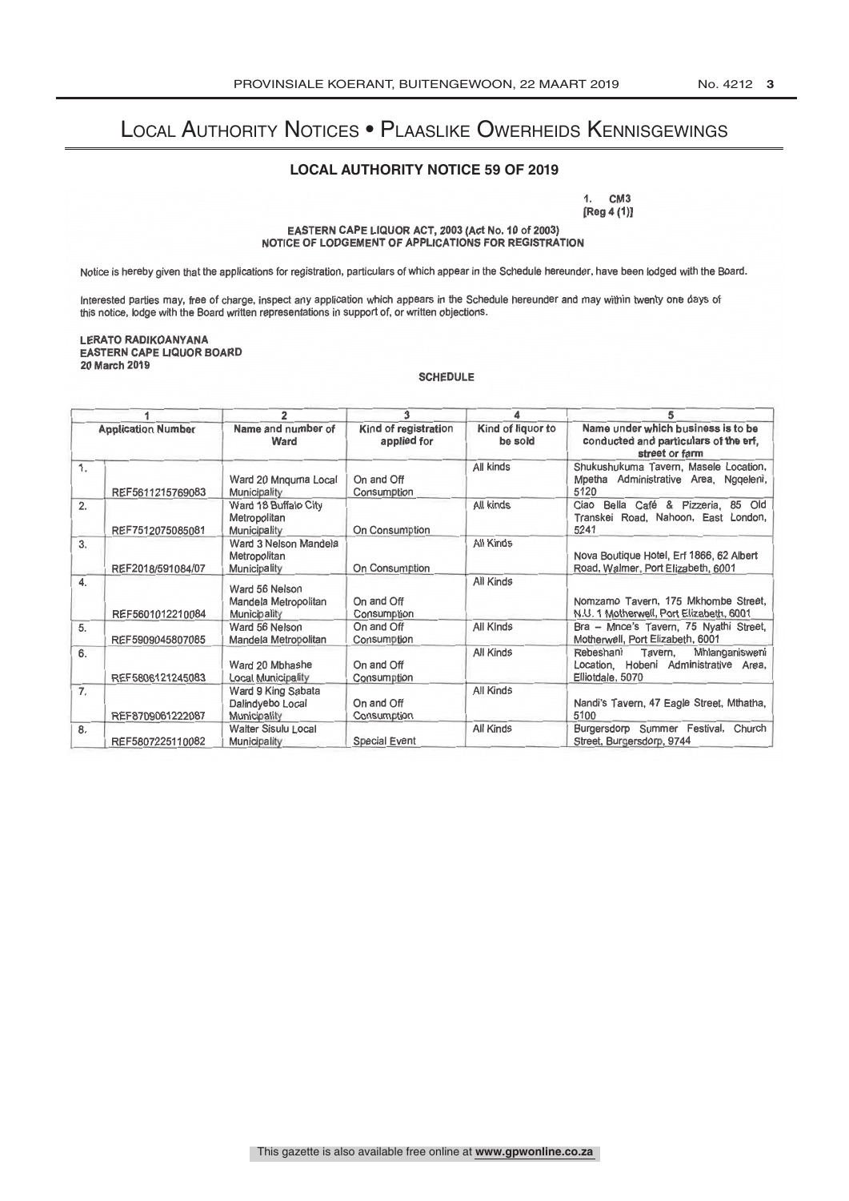# Local Authority Notices • Plaaslike Owerheids Kennisgewings

## LOCAL AUTHORITY NOTICE 59 OF 2019

1. CM3
[Reg 4 (1)]

**EASTERN CAPE LIQUOR ACT, 2003 (Act No. 10 of 2003)**
**NOTICE OF LODGEMENT OF APPLICATIONS FOR REGISTRATION**

Notice is hereby given that the applications for registration, particulars of which appear in the Schedule hereunder, have been lodged with the Board.

Interested parties may, free of charge, inspect any application which appears in the Schedule hereunder and may within twenty one days of this notice, lodge with the Board written representations in support of, or written objections.

**LERATO RADIKOANYANA**
**EASTERN CAPE LIQUOR BOARD**
**20 March 2019**

**SCHEDULE**

| | 1 | 2 | 3 | 4 | 5 |
|---|---|---|---|---|---|
| | Application Number | Name and number of Ward | Kind of registration applied for | Kind of liquor to be sold | Name under which business is to be conducted and particulars of the erf, street or farm |
| 1. | REF5611215769083 | Ward 20 Mnquma Local Municipality | On and Off Consumption | All kinds | Shukushukuma Tavern, Masele Location, Mpetha Administrative Area, Ngqeleni, 5120 |
| 2. | REF7512075085081 | Ward 18 Buffalo City Metropolitan Municipality | On Consumption | All kinds | Ciao Bella Café & Pizzeria, 85 Old Transkei Road, Nahoon, East London, 5241 |
| 3. | REF2018/591084/07 | Ward 3 Nelson Mandela Metropolitan Municipality | On Consumption | All Kinds | Nova Boutique Hotel, Erf 1866, 62 Albert Road, Walmer, Port Elizabeth, 6001 |
| 4. | REF5601012210084 | Ward 56 Nelson Mandela Metropolitan Municipality | On and Off Consumption | All Kinds | Nomzamo Tavern, 175 Mkhombe Street, N.U. 1 Motherwell, Port Elizabeth, 6001 |
| 5. | REF5909045807085 | Ward 56 Nelson Mandela Metropolitan | On and Off Consumption | All Kinds | Bra – Mnce's Tavern, 75 Nyathi Street, Motherwell, Port Elizabeth, 6001 |
| 6. | REF5806121245083 | Ward 20 Mbhashe Local Municipality | On and Off Consumption | All Kinds | Rebeshani Tavern, Mhlanganisweni Location, Hobeni Administrative Area, Elliotdale, 5070 |
| 7. | REF8709061222087 | Ward 9 King Sabata Dalindyebo Local Municipality | On and Off Consumption | All Kinds | Nandi's Tavern, 47 Eagle Street, Mthatha, 5100 |
| 8. | REF5807225110082 | Walter Sisulu Local Municipality | Special Event | All Kinds | Burgersdorp Summer Festival, Church Street, Burgersdorp, 9744 |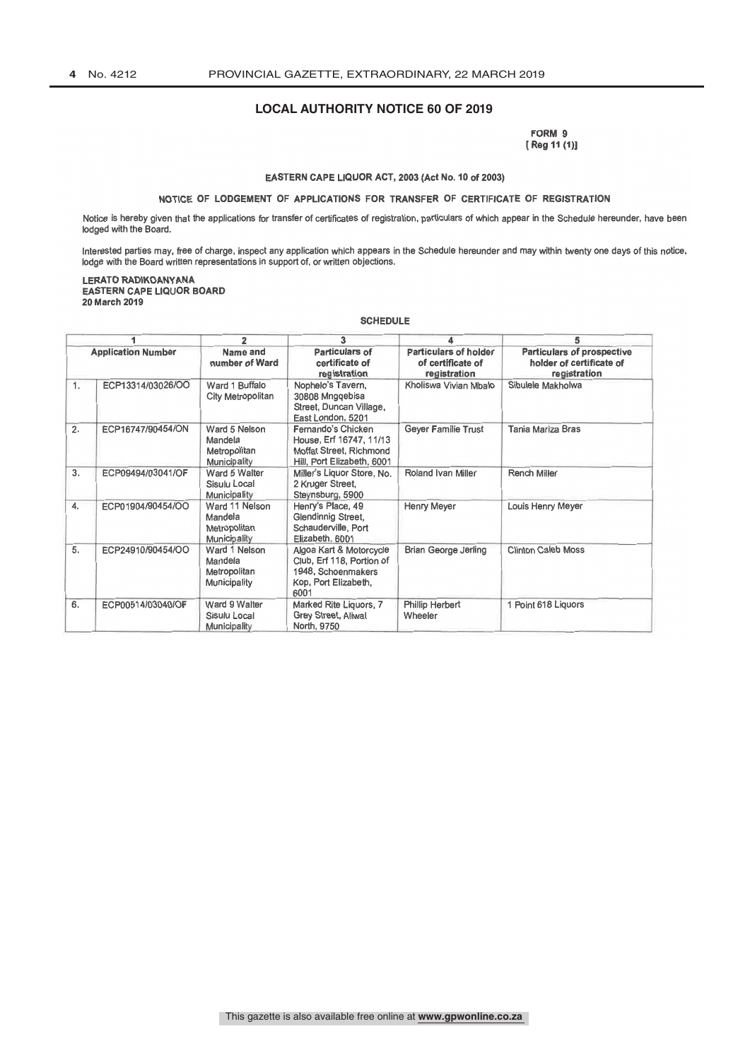## LOCAL AUTHORITY NOTICE 60 OF 2019

FORM 9
[ Reg 11 (1)]

**EASTERN CAPE LIQUOR ACT, 2003 (Act No. 10 of 2003)**

**NOTICE OF LODGEMENT OF APPLICATIONS FOR TRANSFER OF CERTIFICATE OF REGISTRATION**

Notice is hereby given that the applications for transfer of certificates of registration, particulars of which appear in the Schedule hereunder, have been lodged with the Board.

Interested parties may, free of charge, inspect any application which appears in the Schedule hereunder and may within twenty one days of this notice, lodge with the Board written representations in support of, or written objections.

**LERATO RADIKOANYANA**
**EASTERN CAPE LIQUOR BOARD**
**20 March 2019**

**SCHEDULE**

| 1 | | 2 | 3 | 4 | 5 |
|---|---|---|---|---|---|
| **Application Number** | | **Name and number of Ward** | **Particulars of certificate of registration** | **Particulars of holder of certificate of registration** | **Particulars of prospective holder of certificate of registration** |
| 1. | ECP13314/03026/OO | Ward 1 Buffalo City Metropolitan | Nophelo's Tavern, 30808 Mngqebisa Street, Duncan Village, East London, 5201 | Kholiswa Vivian Mbalo | Sibulele Makholwa |
| 2. | ECP16747/90454/ON | Ward 5 Nelson Mandela Metropolitan Municipality | Fernando's Chicken House, Erf 16747, 11/13 Moffat Street, Richmond Hill, Port Elizabeth, 6001 | Geyer Familie Trust | Tania Mariza Bras |
| 3. | ECP09494/03041/OF | Ward 5 Walter Sisulu Local Municipality | Miller's Liquor Store, No. 2 Kruger Street, Steynsburg, 5900 | Roland Ivan Miller | Rench Miller |
| 4. | ECP01904/90454/OO | Ward 11 Nelson Mandela Metropolitan Municipality | Henry's Place, 49 Glendinnig Street, Schauderville, Port Elizabeth, 6001 | Henry Meyer | Louis Henry Meyer |
| 5. | ECP24910/90454/OO | Ward 1 Nelson Mandela Metropolitan Municipality | Algoa Kart & Motorcycle Club, Erf 118, Portion of 1948, Schoenmakers Kop, Port Elizabeth, 6001 | Brian George Jerling | Clinton Caleb Moss |
| 6. | ECP00514/03040/OF | Ward 9 Walter Sisulu Local Municipality | Marked Rite Liquors, 7 Grey Street, Aliwal North, 9750 | Phillip Herbert Wheeler | 1 Point 618 Liquors |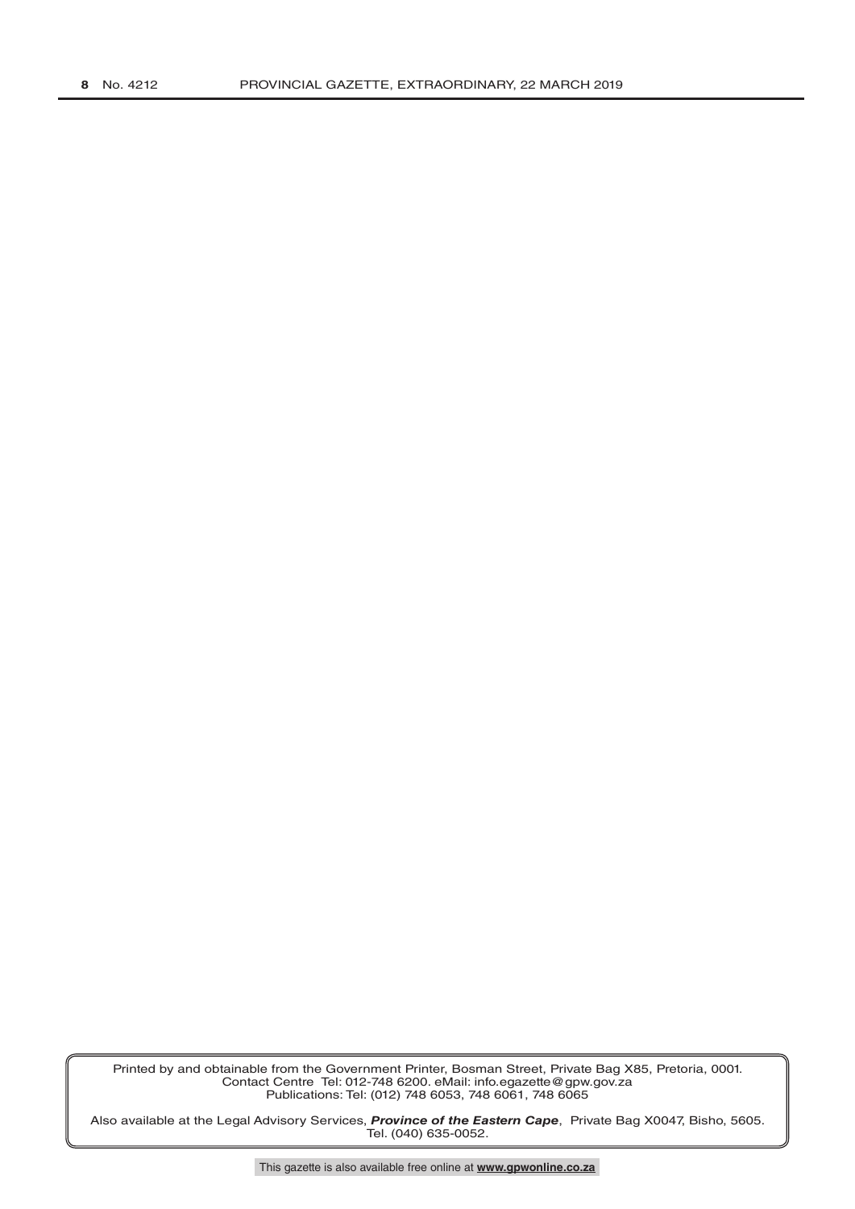Printed by and obtainable from the Government Printer, Bosman Street, Private Bag X85, Pretoria, 0001.
Contact Centre Tel: 012-748 6200. eMail: info.egazette@gpw.gov.za
Publications: Tel: (012) 748 6053, 748 6061, 748 6065

Also available at the Legal Advisory Services, ***Province of the Eastern Cape***, Private Bag X0047, Bisho, 5605.
Tel. (040) 635-0052.

This gazette is also available free online at **www.gpwonline.co.za**